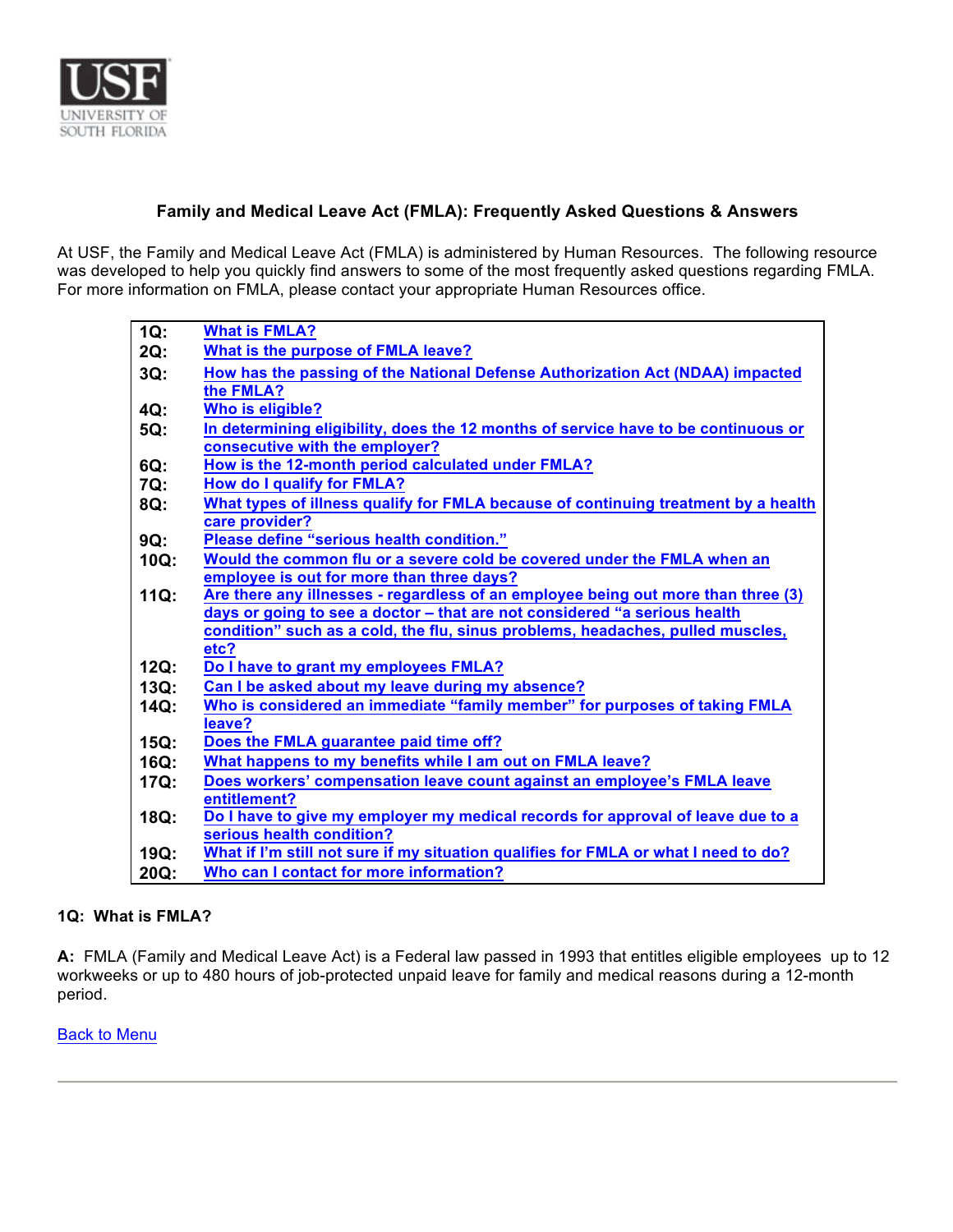USF UNIVERSITY OF SOUTH FLORIDA

## Family and Medical Leave Act (FMLA): Frequently Asked Questions & Answers

At USF, the Family and Medical Leave Act (FMLA) is administered by Human Resources. The following resource was developed to help you quickly find answers to some of the most frequently asked questions regarding FMLA. For more information on FMLA, please contact your appropriate Human Resources office.

| | |
|---|---|
| **1Q:** | What is FMLA? |
| **2Q:** | What is the purpose of FMLA leave? |
| **3Q:** | How has the passing of the National Defense Authorization Act (NDAA) impacted the FMLA? |
| **4Q:** | Who is eligible? |
| **5Q:** | In determining eligibility, does the 12 months of service have to be continuous or consecutive with the employer? |
| **6Q:** | How is the 12-month period calculated under FMLA? |
| **7Q:** | How do I qualify for FMLA? |
| **8Q:** | What types of illness qualify for FMLA because of continuing treatment by a health care provider? |
| **9Q:** | Please define "serious health condition." |
| **10Q:** | Would the common flu or a severe cold be covered under the FMLA when an employee is out for more than three days? |
| **11Q:** | Are there any illnesses - regardless of an employee being out more than three (3) days or going to see a doctor – that are not considered "a serious health condition" such as a cold, the flu, sinus problems, headaches, pulled muscles, etc? |
| **12Q:** | Do I have to grant my employees FMLA? |
| **13Q:** | Can I be asked about my leave during my absence? |
| **14Q:** | Who is considered an immediate "family member" for purposes of taking FMLA leave? |
| **15Q:** | Does the FMLA guarantee paid time off? |
| **16Q:** | What happens to my benefits while I am out on FMLA leave? |
| **17Q:** | Does workers' compensation leave count against an employee's FMLA leave entitlement? |
| **18Q:** | Do I have to give my employer my medical records for approval of leave due to a serious health condition? |
| **19Q:** | What if I'm still not sure if my situation qualifies for FMLA or what I need to do? |
| **20Q:** | Who can I contact for more information? |

### 1Q: What is FMLA?

**A:** FMLA (Family and Medical Leave Act) is a Federal law passed in 1993 that entitles eligible employees up to 12 workweeks or up to 480 hours of job-protected unpaid leave for family and medical reasons during a 12-month period.

Back to Menu

---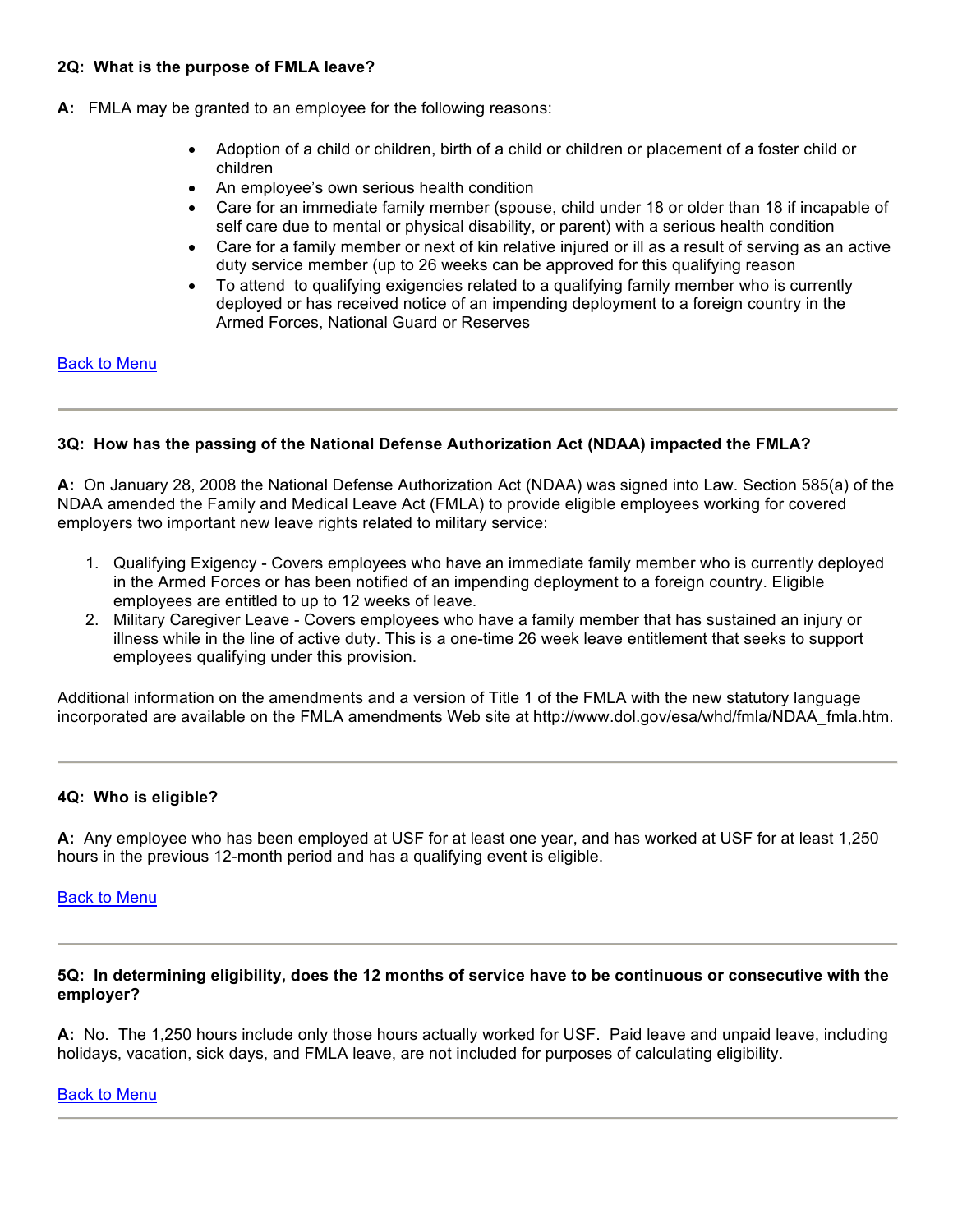**2Q: What is the purpose of FMLA leave?**

**A:** FMLA may be granted to an employee for the following reasons:

- Adoption of a child or children, birth of a child or children or placement of a foster child or children
- An employee's own serious health condition
- Care for an immediate family member (spouse, child under 18 or older than 18 if incapable of self care due to mental or physical disability, or parent) with a serious health condition
- Care for a family member or next of kin relative injured or ill as a result of serving as an active duty service member (up to 26 weeks can be approved for this qualifying reason
- To attend to qualifying exigencies related to a qualifying family member who is currently deployed or has received notice of an impending deployment to a foreign country in the Armed Forces, National Guard or Reserves

Back to Menu

---

**3Q: How has the passing of the National Defense Authorization Act (NDAA) impacted the FMLA?**

**A:** On January 28, 2008 the National Defense Authorization Act (NDAA) was signed into Law. Section 585(a) of the NDAA amended the Family and Medical Leave Act (FMLA) to provide eligible employees working for covered employers two important new leave rights related to military service:

1. Qualifying Exigency - Covers employees who have an immediate family member who is currently deployed in the Armed Forces or has been notified of an impending deployment to a foreign country. Eligible employees are entitled to up to 12 weeks of leave.
2. Military Caregiver Leave - Covers employees who have a family member that has sustained an injury or illness while in the line of active duty. This is a one-time 26 week leave entitlement that seeks to support employees qualifying under this provision.

Additional information on the amendments and a version of Title 1 of the FMLA with the new statutory language incorporated are available on the FMLA amendments Web site at http://www.dol.gov/esa/whd/fmla/NDAA_fmla.htm.

---

**4Q: Who is eligible?**

**A:** Any employee who has been employed at USF for at least one year, and has worked at USF for at least 1,250 hours in the previous 12-month period and has a qualifying event is eligible.

Back to Menu

---

**5Q: In determining eligibility, does the 12 months of service have to be continuous or consecutive with the employer?**

**A:** No. The 1,250 hours include only those hours actually worked for USF. Paid leave and unpaid leave, including holidays, vacation, sick days, and FMLA leave, are not included for purposes of calculating eligibility.

Back to Menu

---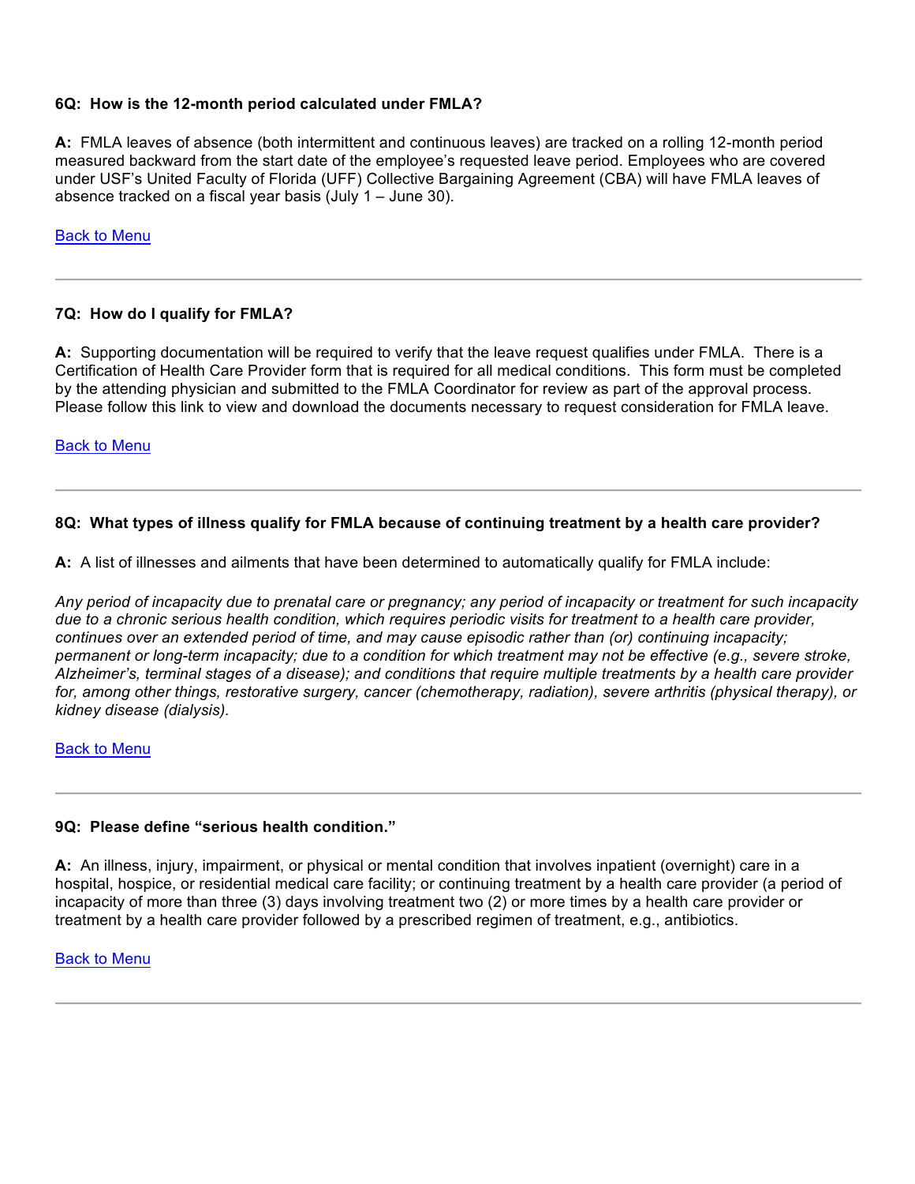**6Q: How is the 12-month period calculated under FMLA?**

**A:** FMLA leaves of absence (both intermittent and continuous leaves) are tracked on a rolling 12-month period measured backward from the start date of the employee's requested leave period. Employees who are covered under USF's United Faculty of Florida (UFF) Collective Bargaining Agreement (CBA) will have FMLA leaves of absence tracked on a fiscal year basis (July 1 – June 30).

Back to Menu

---

**7Q: How do I qualify for FMLA?**

**A:** Supporting documentation will be required to verify that the leave request qualifies under FMLA. There is a Certification of Health Care Provider form that is required for all medical conditions. This form must be completed by the attending physician and submitted to the FMLA Coordinator for review as part of the approval process. Please follow this link to view and download the documents necessary to request consideration for FMLA leave.

Back to Menu

---

**8Q: What types of illness qualify for FMLA because of continuing treatment by a health care provider?**

**A:** A list of illnesses and ailments that have been determined to automatically qualify for FMLA include:

*Any period of incapacity due to prenatal care or pregnancy; any period of incapacity or treatment for such incapacity due to a chronic serious health condition, which requires periodic visits for treatment to a health care provider, continues over an extended period of time, and may cause episodic rather than (or) continuing incapacity; permanent or long-term incapacity; due to a condition for which treatment may not be effective (e.g., severe stroke, Alzheimer's, terminal stages of a disease); and conditions that require multiple treatments by a health care provider for, among other things, restorative surgery, cancer (chemotherapy, radiation), severe arthritis (physical therapy), or kidney disease (dialysis).*

Back to Menu

---

**9Q: Please define "serious health condition."**

**A:** An illness, injury, impairment, or physical or mental condition that involves inpatient (overnight) care in a hospital, hospice, or residential medical care facility; or continuing treatment by a health care provider (a period of incapacity of more than three (3) days involving treatment two (2) or more times by a health care provider or treatment by a health care provider followed by a prescribed regimen of treatment, e.g., antibiotics.

Back to Menu

---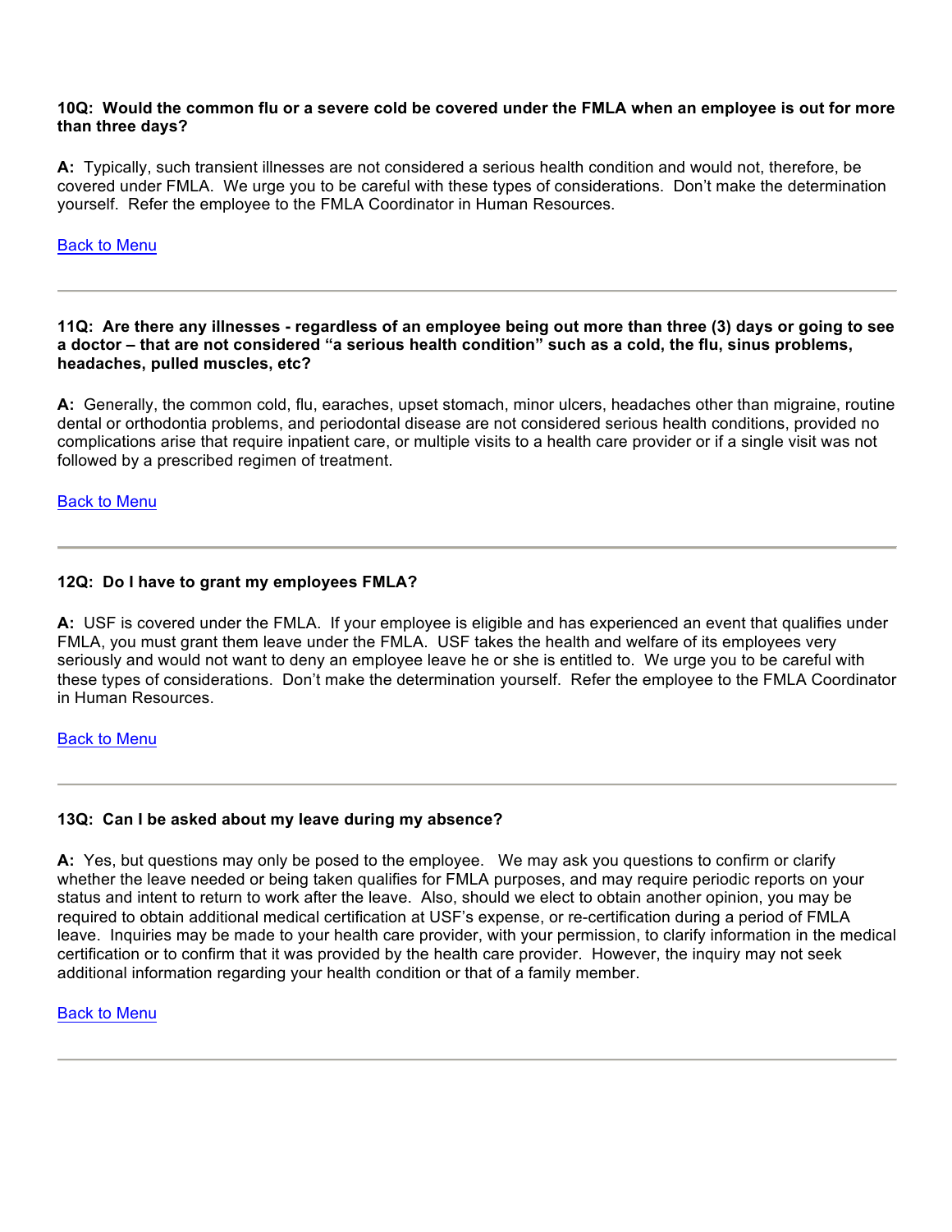**10Q: Would the common flu or a severe cold be covered under the FMLA when an employee is out for more than three days?**

**A:** Typically, such transient illnesses are not considered a serious health condition and would not, therefore, be covered under FMLA. We urge you to be careful with these types of considerations. Don't make the determination yourself. Refer the employee to the FMLA Coordinator in Human Resources.

[Back to Menu]

---

**11Q: Are there any illnesses - regardless of an employee being out more than three (3) days or going to see a doctor – that are not considered "a serious health condition" such as a cold, the flu, sinus problems, headaches, pulled muscles, etc?**

**A:** Generally, the common cold, flu, earaches, upset stomach, minor ulcers, headaches other than migraine, routine dental or orthodontia problems, and periodontal disease are not considered serious health conditions, provided no complications arise that require inpatient care, or multiple visits to a health care provider or if a single visit was not followed by a prescribed regimen of treatment.

[Back to Menu]

---

**12Q: Do I have to grant my employees FMLA?**

**A:** USF is covered under the FMLA. If your employee is eligible and has experienced an event that qualifies under FMLA, you must grant them leave under the FMLA. USF takes the health and welfare of its employees very seriously and would not want to deny an employee leave he or she is entitled to. We urge you to be careful with these types of considerations. Don't make the determination yourself. Refer the employee to the FMLA Coordinator in Human Resources.

[Back to Menu]

---

**13Q: Can I be asked about my leave during my absence?**

**A:** Yes, but questions may only be posed to the employee. We may ask you questions to confirm or clarify whether the leave needed or being taken qualifies for FMLA purposes, and may require periodic reports on your status and intent to return to work after the leave. Also, should we elect to obtain another opinion, you may be required to obtain additional medical certification at USF's expense, or re-certification during a period of FMLA leave. Inquiries may be made to your health care provider, with your permission, to clarify information in the medical certification or to confirm that it was provided by the health care provider. However, the inquiry may not seek additional information regarding your health condition or that of a family member.

[Back to Menu]

---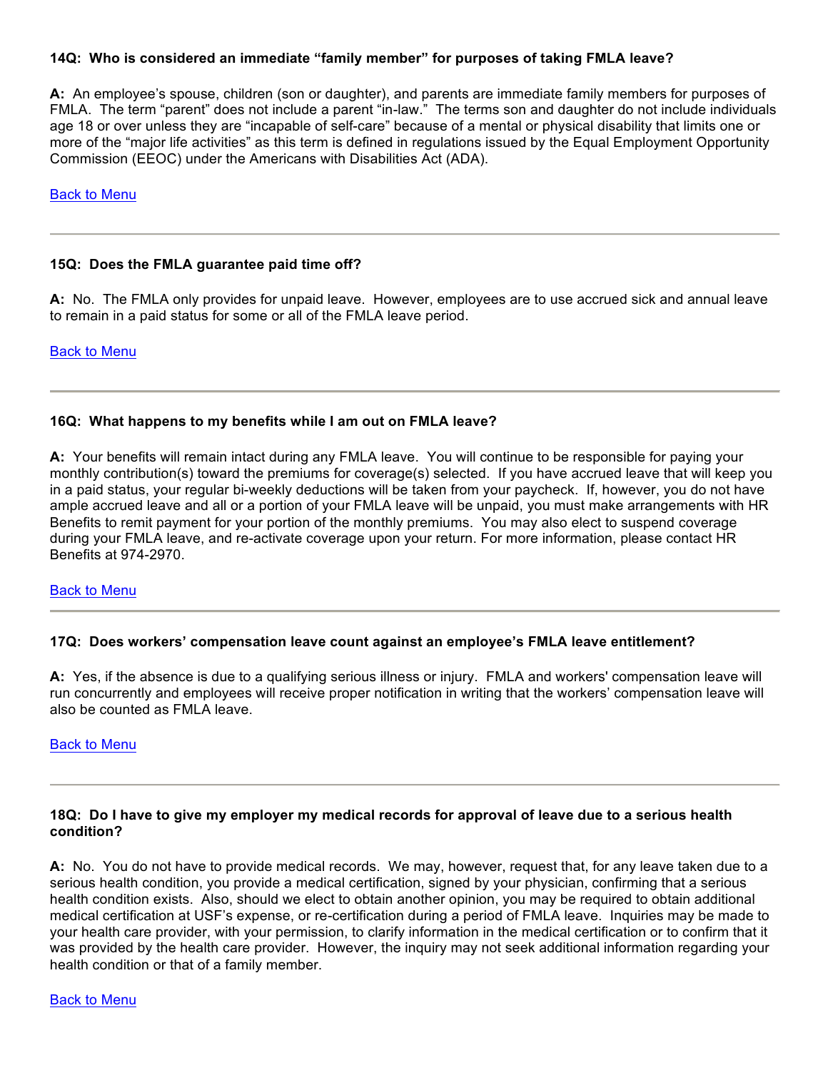**14Q: Who is considered an immediate "family member" for purposes of taking FMLA leave?**

**A:** An employee's spouse, children (son or daughter), and parents are immediate family members for purposes of FMLA. The term "parent" does not include a parent "in-law." The terms son and daughter do not include individuals age 18 or over unless they are "incapable of self-care" because of a mental or physical disability that limits one or more of the "major life activities" as this term is defined in regulations issued by the Equal Employment Opportunity Commission (EEOC) under the Americans with Disabilities Act (ADA).

Back to Menu

---

**15Q: Does the FMLA guarantee paid time off?**

**A:** No. The FMLA only provides for unpaid leave. However, employees are to use accrued sick and annual leave to remain in a paid status for some or all of the FMLA leave period.

Back to Menu

---

**16Q: What happens to my benefits while I am out on FMLA leave?**

**A:** Your benefits will remain intact during any FMLA leave. You will continue to be responsible for paying your monthly contribution(s) toward the premiums for coverage(s) selected. If you have accrued leave that will keep you in a paid status, your regular bi-weekly deductions will be taken from your paycheck. If, however, you do not have ample accrued leave and all or a portion of your FMLA leave will be unpaid, you must make arrangements with HR Benefits to remit payment for your portion of the monthly premiums. You may also elect to suspend coverage during your FMLA leave, and re-activate coverage upon your return. For more information, please contact HR Benefits at 974-2970.

Back to Menu

---

**17Q: Does workers' compensation leave count against an employee's FMLA leave entitlement?**

**A:** Yes, if the absence is due to a qualifying serious illness or injury. FMLA and workers' compensation leave will run concurrently and employees will receive proper notification in writing that the workers' compensation leave will also be counted as FMLA leave.

Back to Menu

---

**18Q: Do I have to give my employer my medical records for approval of leave due to a serious health condition?**

**A:** No. You do not have to provide medical records. We may, however, request that, for any leave taken due to a serious health condition, you provide a medical certification, signed by your physician, confirming that a serious health condition exists. Also, should we elect to obtain another opinion, you may be required to obtain additional medical certification at USF's expense, or re-certification during a period of FMLA leave. Inquiries may be made to your health care provider, with your permission, to clarify information in the medical certification or to confirm that it was provided by the health care provider. However, the inquiry may not seek additional information regarding your health condition or that of a family member.

Back to Menu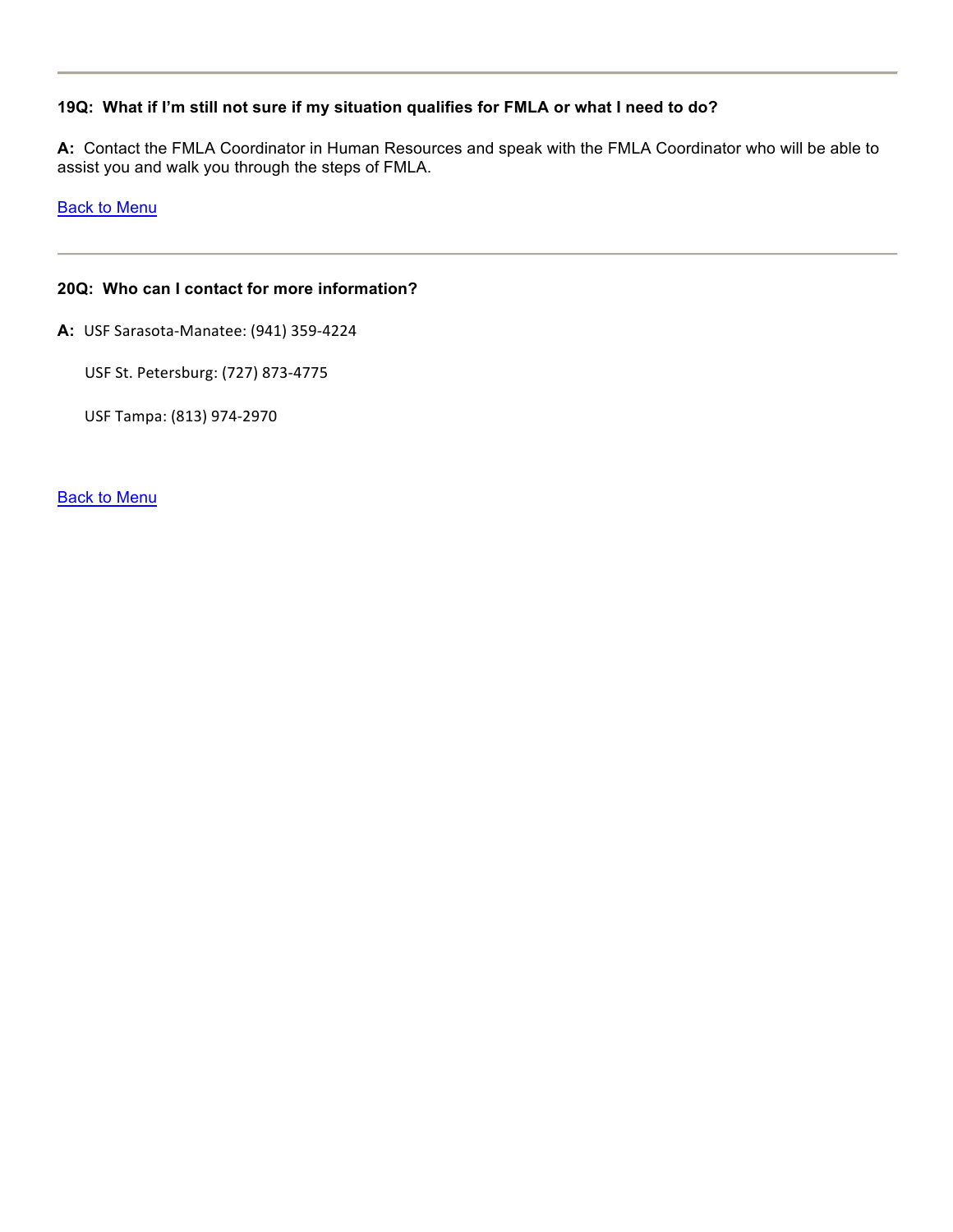---

**19Q: What if I'm still not sure if my situation qualifies for FMLA or what I need to do?**

**A:** Contact the FMLA Coordinator in Human Resources and speak with the FMLA Coordinator who will be able to assist you and walk you through the steps of FMLA.

[Back to Menu]

---

**20Q: Who can I contact for more information?**

**A:** USF Sarasota-Manatee: (941) 359-4224

USF St. Petersburg: (727) 873-4775

USF Tampa: (813) 974-2970

[Back to Menu]